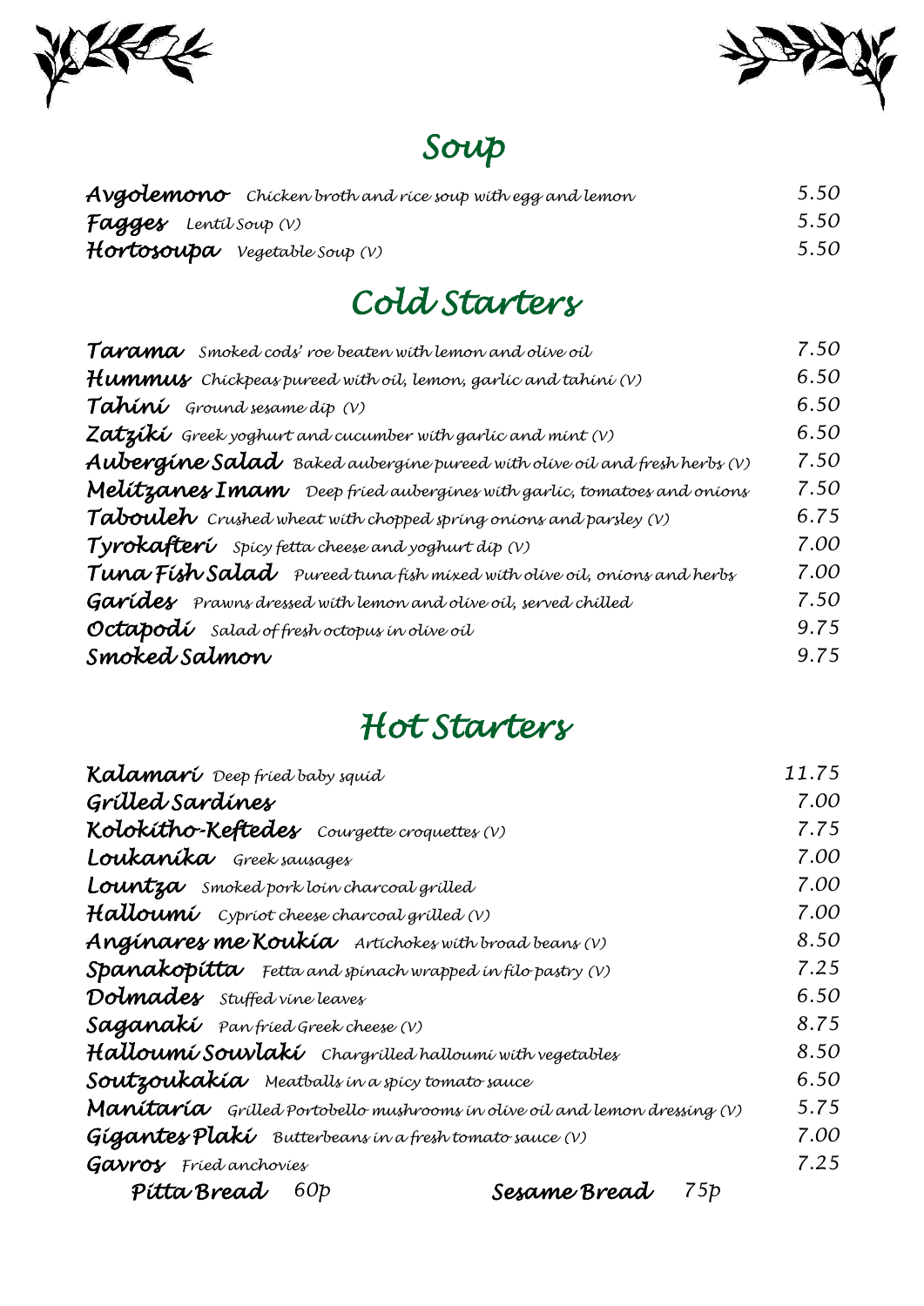## Soup

| | | |
|---|---|---|
| **Avgolemono** | *Chicken broth and rice soup with egg and lemon* | 5.50 |
| **Fagges** | *Lentil Soup (V)* | 5.50 |
| **Hortosoupa** | *Vegetable Soup (V)* | 5.50 |

## Cold Starters

| | | |
|---|---|---|
| **Tarama** | *Smoked cods' roe beaten with lemon and olive oil* | 7.50 |
| **Hummus** | *Chickpeas pureed with oil, lemon, garlic and tahini (V)* | 6.50 |
| **Tahini** | *Ground sesame dip (V)* | 6.50 |
| **Zatziki** | *Greek yoghurt and cucumber with garlic and mint (V)* | 6.50 |
| **Aubergine Salad** | *Baked aubergine pureed with olive oil and fresh herbs (V)* | 7.50 |
| **Melitzanes Imam** | *Deep fried aubergines with garlic, tomatoes and onions* | 7.50 |
| **Tabouleh** | *Crushed wheat with chopped spring onions and parsley (V)* | 6.75 |
| **Tyrokafteri** | *Spicy fetta cheese and yoghurt dip (V)* | 7.00 |
| **Tuna Fish Salad** | *Pureed tuna fish mixed with olive oil, onions and herbs* | 7.00 |
| **Garides** | *Prawns dressed with lemon and olive oil, served chilled* | 7.50 |
| **Octapodi** | *Salad of fresh octopus in olive oil* | 9.75 |
| **Smoked Salmon** | | 9.75 |

## Hot Starters

| | | |
|---|---|---|
| **Kalamari** | *Deep fried baby squid* | 11.75 |
| **Grilled Sardines** | | 7.00 |
| **Kolokitho-Keftedes** | *Courgette croquettes (V)* | 7.75 |
| **Loukanika** | *Greek sausages* | 7.00 |
| **Lountza** | *Smoked pork loin charcoal grilled* | 7.00 |
| **Halloumi** | *Cypriot cheese charcoal grilled (V)* | 7.00 |
| **Anginares me Koukia** | *Artichokes with broad beans (V)* | 8.50 |
| **Spanakopitta** | *Fetta and spinach wrapped in filo pastry (V)* | 7.25 |
| **Dolmades** | *Stuffed vine leaves* | 6.50 |
| **Saganaki** | *Pan fried Greek cheese (V)* | 8.75 |
| **Halloumi Souvlaki** | *Chargrilled halloumi with vegetables* | 8.50 |
| **Soutzoukakia** | *Meatballs in a spicy tomato sauce* | 6.50 |
| **Manitaria** | *Grilled Portobello mushrooms in olive oil and lemon dressing (V)* | 5.75 |
| **Gigantes Plaki** | *Butterbeans in a fresh tomato sauce (V)* | 7.00 |
| **Gavros** | *Fried anchovies* | 7.25 |

**Pitta Bread** 60p  **Sesame Bread** 75p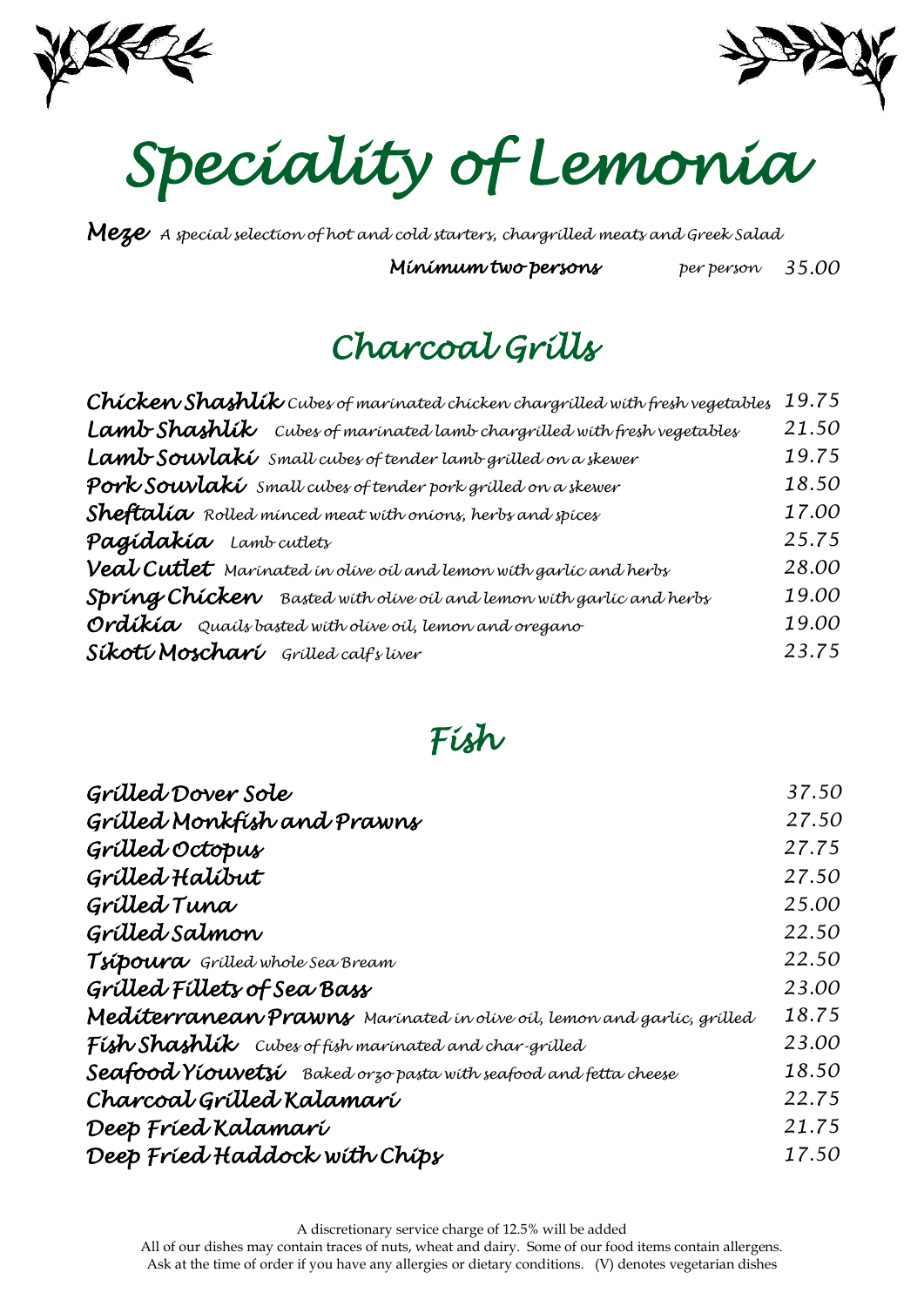# Speciality of Lemonia

**Meze** *A special selection of hot and cold starters, chargrilled meats and Greek Salad*

**Minimum two persons** *per person* 35.00

## Charcoal Grills

| | |
|---|---|
| **Chicken Shashlik** *Cubes of marinated chicken chargrilled with fresh vegetables* | 19.75 |
| **Lamb Shashlik** *Cubes of marinated lamb chargrilled with fresh vegetables* | 21.50 |
| **Lamb Souvlaki** *Small cubes of tender lamb grilled on a skewer* | 19.75 |
| **Pork Souvlaki** *Small cubes of tender pork grilled on a skewer* | 18.50 |
| **Sheftalia** *Rolled minced meat with onions, herbs and spices* | 17.00 |
| **Pagidakia** *Lamb cutlets* | 25.75 |
| **Veal Cutlet** *Marinated in olive oil and lemon with garlic and herbs* | 28.00 |
| **Spring Chicken** *Basted with olive oil and lemon with garlic and herbs* | 19.00 |
| **Ordikia** *Quails basted with olive oil, lemon and oregano* | 19.00 |
| **Sikoti Moschari** *Grilled calf's liver* | 23.75 |

## Fish

| | |
|---|---|
| Grilled Dover Sole | 37.50 |
| Grilled Monkfish and Prawns | 27.50 |
| Grilled Octopus | 27.75 |
| Grilled Halibut | 27.50 |
| Grilled Tuna | 25.00 |
| Grilled Salmon | 22.50 |
| **Tsipoura** *Grilled whole Sea Bream* | 22.50 |
| Grilled Fillets of Sea Bass | 23.00 |
| **Mediterranean Prawns** *Marinated in olive oil, lemon and garlic, grilled* | 18.75 |
| **Fish Shashlik** *Cubes of fish marinated and char-grilled* | 23.00 |
| **Seafood Yiouvetsi** *Baked orzo pasta with seafood and fetta cheese* | 18.50 |
| Charcoal Grilled Kalamari | 22.75 |
| Deep Fried Kalamari | 21.75 |
| Deep Fried Haddock with Chips | 17.50 |

A discretionary service charge of 12.5% will be added

All of our dishes may contain traces of nuts, wheat and dairy. Some of our food items contain allergens. Ask at the time of order if you have any allergies or dietary conditions. (V) denotes vegetarian dishes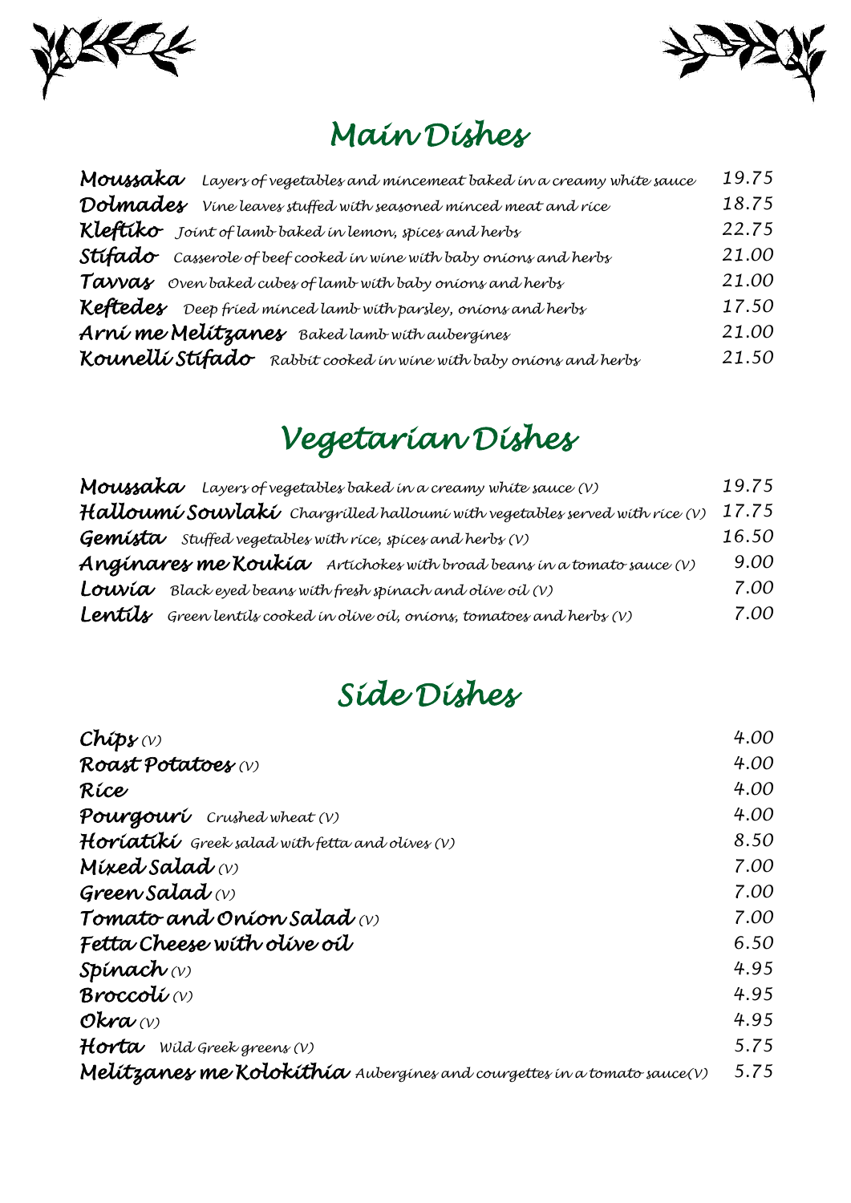# Main Dishes

| | | |
|---|---|---|
| **Moussaka** | *Layers of vegetables and mincemeat baked in a creamy white sauce* | 19.75 |
| **Dolmades** | *Vine leaves stuffed with seasoned minced meat and rice* | 18.75 |
| **Kleftiko** | *Joint of lamb baked in lemon, spices and herbs* | 22.75 |
| **Stifado** | *Casserole of beef cooked in wine with baby onions and herbs* | 21.00 |
| **Tavvas** | *Oven baked cubes of lamb with baby onions and herbs* | 21.00 |
| **Keftedes** | *Deep fried minced lamb with parsley, onions and herbs* | 17.50 |
| **Arni me Melitzanes** | *Baked lamb with aubergines* | 21.00 |
| **Kounelli Stifado** | *Rabbit cooked in wine with baby onions and herbs* | 21.50 |

# Vegetarian Dishes

| | | |
|---|---|---|
| **Moussaka** | *Layers of vegetables baked in a creamy white sauce (V)* | 19.75 |
| **Halloumi Souvlaki** | *Chargrilled halloumi with vegetables served with rice (V)* | 17.75 |
| **Gemista** | *Stuffed vegetables with rice, spices and herbs (V)* | 16.50 |
| **Anginares me Koukia** | *Artichokes with broad beans in a tomato sauce (V)* | 9.00 |
| **Louvia** | *Black eyed beans with fresh spinach and olive oil (V)* | 7.00 |
| **Lentils** | *Green lentils cooked in olive oil, onions, tomatoes and herbs (V)* | 7.00 |

# Side Dishes

| | | |
|---|---|---|
| **Chips** | *(V)* | 4.00 |
| **Roast Potatoes** | *(V)* | 4.00 |
| **Rice** | | 4.00 |
| **Pourgouri** | *Crushed wheat (V)* | 4.00 |
| **Horiatiki** | *Greek salad with fetta and olives (V)* | 8.50 |
| **Mixed Salad** | *(V)* | 7.00 |
| **Green Salad** | *(V)* | 7.00 |
| **Tomato and Onion Salad** | *(V)* | 7.00 |
| **Fetta Cheese with olive oil** | | 6.50 |
| **Spinach** | *(V)* | 4.95 |
| **Broccoli** | *(V)* | 4.95 |
| **Okra** | *(V)* | 4.95 |
| **Horta** | *Wild Greek greens (V)* | 5.75 |
| **Melitzanes me Kolokithia** | *Aubergines and courgettes in a tomato sauce(V)* | 5.75 |